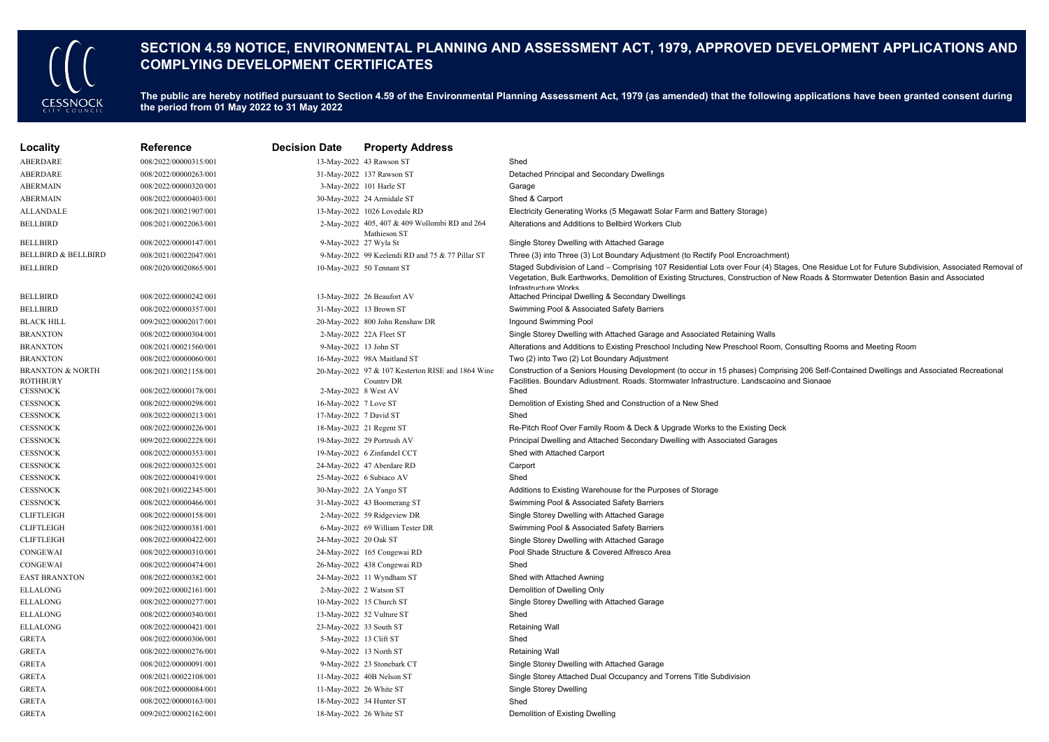# SECTION 4.59 NOTICE, ENVIRONMENTAL PLANNING AND ASSESSMENT ACT, 1979, APPROVED DEVELOPMENT APPLICATIONS AND COMPLYING DEVELOPMENT CERTIFICATES

**The public are hereby notified pursuant to Section 4.59 of the Environmental Planning Assessment Act, 1979 (as amended) that the following applications have been granted consent during the period from 01 May 2022 to 31 May 2022**

| Locality | Reference | Decision Date | Property Address | |
|---|---|---|---|---|
| ABERDARE | 008/2022/00000315/001 | 13-May-2022 | 43 Rawson ST | Shed |
| ABERDARE | 008/2022/00000263/001 | 31-May-2022 | 137 Rawson ST | Detached Principal and Secondary Dwellings |
| ABERMAIN | 008/2022/00000320/001 | 3-May-2022 | 101 Harle ST | Garage |
| ABERMAIN | 008/2022/00000403/001 | 30-May-2022 | 24 Armidale ST | Shed & Carport |
| ALLANDALE | 008/2021/00021907/001 | 13-May-2022 | 1026 Lovedale RD | Electricity Generating Works (5 Megawatt Solar Farm and Battery Storage) |
| BELLBIRD | 008/2021/00022063/001 | 2-May-2022 | 405, 407 & 409 Wollombi RD and 264 Mathieson ST | Alterations and Additions to Bellbird Workers Club |
| BELLBIRD | 008/2022/00000147/001 | 9-May-2022 | 27 Wyla St | Single Storey Dwelling with Attached Garage |
| BELLBIRD & BELLBIRD | 008/2021/00022047/001 | 9-May-2022 | 99 Keelendi RD and 75 & 77 Pillar ST | Three (3) into Three (3) Lot Boundary Adjustment (to Rectify Pool Encroachment) |
| BELLBIRD | 008/2020/00020865/001 | 10-May-2022 | 50 Tennant ST | Staged Subdivision of Land – Comprising 107 Residential Lots over Four (4) Stages, One Residue Lot for Future Subdivision, Associated Removal of Vegetation, Bulk Earthworks, Demolition of Existing Structures, Construction of New Roads & Stormwater Detention Basin and Associated Infrastructure Works |
| BELLBIRD | 008/2022/00000242/001 | 13-May-2022 | 26 Beaufort AV | Attached Principal Dwelling & Secondary Dwellings |
| BELLBIRD | 008/2022/00000357/001 | 31-May-2022 | 13 Brown ST | Swimming Pool & Associated Safety Barriers |
| BLACK HILL | 009/2022/00002017/001 | 20-May-2022 | 800 John Renshaw DR | Ingound Swimming Pool |
| BRANXTON | 008/2022/00000304/001 | 2-May-2022 | 22A Fleet ST | Single Storey Dwelling with Attached Garage and Associated Retaining Walls |
| BRANXTON | 008/2021/00021560/001 | 9-May-2022 | 13 John ST | Alterations and Additions to Existing Preschool Including New Preschool Room, Consulting Rooms and Meeting Room |
| BRANXTON | 008/2022/00000060/001 | 16-May-2022 | 98A Maitland ST | Two (2) into Two (2) Lot Boundary Adjustment |
| BRANXTON & NORTH ROTHBURY | 008/2021/00021158/001 | 20-May-2022 | 97 & 107 Kesterton RISE and 1864 Wine Country DR | Construction of a Seniors Housing Development (to occur in 15 phases) Comprising 206 Self-Contained Dwellings and Associated Recreational Facilities, Boundary Adjustment, Roads, Stormwater Infrastructure, Landscaping and Signage |
| CESSNOCK | 008/2022/00000178/001 | 2-May-2022 | 8 West AV | Shed |
| CESSNOCK | 008/2022/00000298/001 | 16-May-2022 | 7 Love ST | Demolition of Existing Shed and Construction of a New Shed |
| CESSNOCK | 008/2022/00000213/001 | 17-May-2022 | 7 David ST | Shed |
| CESSNOCK | 008/2022/00000226/001 | 18-May-2022 | 21 Regent ST | Re-Pitch Roof Over Family Room & Deck & Upgrade Works to the Existing Deck |
| CESSNOCK | 009/2022/00002228/001 | 19-May-2022 | 29 Portrush AV | Principal Dwelling and Attached Secondary Dwelling with Associated Garages |
| CESSNOCK | 008/2022/00000353/001 | 19-May-2022 | 6 Zinfandel CCT | Shed with Attached Carport |
| CESSNOCK | 008/2022/00000325/001 | 24-May-2022 | 47 Aberdare RD | Carport |
| CESSNOCK | 008/2022/00000419/001 | 25-May-2022 | 6 Subiaco AV | Shed |
| CESSNOCK | 008/2021/00022345/001 | 30-May-2022 | 2A Yango ST | Additions to Existing Warehouse for the Purposes of Storage |
| CESSNOCK | 008/2022/00000466/001 | 31-May-2022 | 43 Boomerang ST | Swimming Pool & Associated Safety Barriers |
| CLIFTLEIGH | 008/2022/00000158/001 | 2-May-2022 | 59 Ridgeview DR | Single Storey Dwelling with Attached Garage |
| CLIFTLEIGH | 008/2022/00000381/001 | 6-May-2022 | 69 William Tester DR | Swimming Pool & Associated Safety Barriers |
| CLIFTLEIGH | 008/2022/00000422/001 | 24-May-2022 | 20 Oak ST | Single Storey Dwelling with Attached Garage |
| CONGEWAI | 008/2022/00000310/001 | 24-May-2022 | 165 Congewai RD | Pool Shade Structure & Covered Alfresco Area |
| CONGEWAI | 008/2022/00000474/001 | 26-May-2022 | 438 Congewai RD | Shed |
| EAST BRANXTON | 008/2022/00000382/001 | 24-May-2022 | 11 Wyndham ST | Shed with Attached Awning |
| ELLALONG | 009/2022/00002161/001 | 2-May-2022 | 2 Watson ST | Demolition of Dwelling Only |
| ELLALONG | 008/2022/00000277/001 | 10-May-2022 | 15 Church ST | Single Storey Dwelling with Attached Garage |
| ELLALONG | 008/2022/00000340/001 | 13-May-2022 | 52 Vulture ST | Shed |
| ELLALONG | 008/2022/00000421/001 | 23-May-2022 | 33 South ST | Retaining Wall |
| GRETA | 008/2022/00000306/001 | 5-May-2022 | 13 Clift ST | Shed |
| GRETA | 008/2022/00000276/001 | 9-May-2022 | 13 North ST | Retaining Wall |
| GRETA | 008/2022/00000091/001 | 9-May-2022 | 23 Stonebark CT | Single Storey Dwelling with Attached Garage |
| GRETA | 008/2021/00022108/001 | 11-May-2022 | 40B Nelson ST | Single Storey Attached Dual Occupancy and Torrens Title Subdivision |
| GRETA | 008/2022/00000084/001 | 11-May-2022 | 26 White ST | Single Storey Dwelling |
| GRETA | 008/2022/00000163/001 | 18-May-2022 | 34 Hunter ST | Shed |
| GRETA | 009/2022/00002162/001 | 18-May-2022 | 26 White ST | Demolition of Existing Dwelling |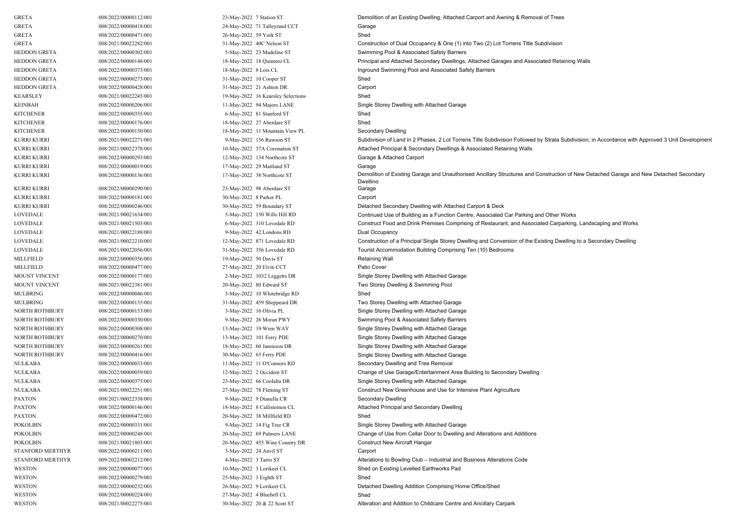| | | | | |
|---|---|---|---|---|
| GRETA | 008/2022/00000112/001 | 23-May-2022 | 7 Station ST | Demolition of an Existing Dwelling, Attached Carport and Awning & Removal of Trees |
| GRETA | 008/2022/00000418/001 | 24-May-2022 | 71 Talleyrand CCT | Garage |
| GRETA | 008/2022/00000471/001 | 26-May-2022 | 59 York ST | Shed |
| GRETA | 008/2021/00022282/001 | 31-May-2022 | 40C Nelson ST | Construction of Dual Occupancy & One (1) into Two (2) Lot Torrens Title Subdivision |
| HEDDON GRETA | 008/2022/00000302/001 | 5-May-2022 | 23 Madeline ST | Swimming Pool & Associated Safety Barriers |
| HEDDON GRETA | 008/2022/00000148/001 | 18-May-2022 | 18 Quintero CL | Principal and Attached Secondary Dwellings, Attached Garages and Associated Retaining Walls |
| HEDDON GRETA | 008/2022/00000373/001 | 18-May-2022 | 8 Lois CL | Inground Swimming Pool and Associated Safety Barriers |
| HEDDON GRETA | 008/2022/00000273/001 | 31-May-2022 | 10 Cooper ST | Shed |
| HEDDON GRETA | 008/2022/00000428/001 | 31-May-2022 | 21 Ashton DR | Carport |
| KEARSLEY | 008/2021/00022245/001 | 19-May-2022 | 16 Kearsley Selections | Shed |
| KEINBAH | 008/2022/00000206/001 | 11-May-2022 | 94 Majors LANE | Single Storey Dwelling with Attached Garage |
| KITCHENER | 008/2022/00000355/001 | 6-May-2022 | 81 Stanford ST | Shed |
| KITCHENER | 008/2022/00000176/001 | 18-May-2022 | 27 Aberdare ST | Shed |
| KITCHENER | 008/2022/00000150/001 | 18-May-2022 | 11 Mountain View PL | Secondary Dwelling |
| KURRI KURRI | 008/2021/00022271/001 | 9-May-2022 | 156 Rawson ST | Subdivision of Land in 2 Phases, 2 Lot Torrens Title Subdivision Followed by Strata Subdivision, in Accordance with Approved 3 Unit Development |
| KURRI KURRI | 008/2021/00022378/001 | 10-May-2022 | 37A Coronation ST | Attached Principal & Secondary Dwellings & Associated Retaining Walls |
| KURRI KURRI | 008/2022/00000293/001 | 12-May-2022 | 134 Northcote ST | Garage & Attached Carport |
| KURRI KURRI | 008/2022/00000019/001 | 17-May-2022 | 29 Maitland ST | Garage |
| KURRI KURRI | 008/2022/00000136/001 | 17-May-2022 | 38 Northcote ST | Demolition of Existing Garage and Unauthorised Ancillary Structures and Construction of New Detached Garage and New Detached Secondary Dwelling |
| KURRI KURRI | 008/2022/00000290/001 | 23-May-2022 | 98 Aberdare ST | Garage |
| KURRI KURRI | 008/2022/00000181/001 | 30-May-2022 | 8 Parker PL | Carport |
| KURRI KURRI | 008/2022/00000246/001 | 30-May-2022 | 59 Boundary ST | Detached Secondary Dwelling with Attached Carport & Deck |
| LOVEDALE | 008/2021/00021634/001 | 5-May-2022 | 150 Wills Hill RD | Continued Use of Building as a Function Centre, Associated Car Parking and Other Works |
| LOVEDALE | 008/2021/00021503/001 | 6-May-2022 | 310 Lovedale RD | Construct Food and Drink Premises Comprising of Restaurant, and Associated Carparking, Landscaping and Works |
| LOVEDALE | 008/2021/00022188/001 | 9-May-2022 | 42 Londons RD | Dual Occupancy |
| LOVEDALE | 008/2021/00022210/001 | 12-May-2022 | 871 Lovedale RD | Construction of a Principal Single Storey Dwelling and Conversion of the Existing Dwelling to a Secondary Dwelling |
| LOVEDALE | 008/2021/00022056/001 | 31-May-2022 | 356 Lovedale RD | Tourist Accommodation Building Comprising Ten (10) Bedrooms |
| MILLFIELD | 008/2022/00000356/001 | 19-May-2022 | 50 Davis ST | Retaining Wall |
| MILLFIELD | 008/2022/00000477/001 | 27-May-2022 | 20 Elvin CCT | Patio Cover |
| MOUNT VINCENT | 008/2022/00000177/001 | 2-May-2022 | 1032 Leggetts DR | Single Storey Dwelling with Attached Garage |
| MOUNT VINCENT | 008/2021/00022381/001 | 20-May-2022 | 80 Edward ST | Two Storey Dwelling & Swimming Pool |
| MULBRING | 008/2022/00000046/001 | 3-May-2022 | 10 Whitebridge RD | Shed |
| MULBRING | 008/2022/00000135/001 | 31-May-2022 | 459 Sheppeard DR | Two Storey Dwelling with Attached Garage |
| NORTH ROTHBURY | 008/2022/00000153/001 | 3-May-2022 | 16 Olivia PL | Single Storey Dwelling with Attached Garage |
| NORTH ROTHBURY | 008/2022/00000330/001 | 9-May-2022 | 26 Moran PWY | Swimming Pool & Associated Safety Barriers |
| NORTH ROTHBURY | 008/2022/00000308/001 | 13-May-2022 | 19 Wren WAY | Single Storey Dwelling with Attached Garage |
| NORTH ROTHBURY | 008/2022/00000270/001 | 13-May-2022 | 101 Ferry PDE | Single Storey Dwelling with Attached Garage |
| NORTH ROTHBURY | 008/2022/00000261/001 | 18-May-2022 | 60 Jamieson DR | Single Storey Dwelling with Attached Garage |
| NORTH ROTHBURY | 008/2022/00000416/001 | 30-May-2022 | 65 Ferry PDE | Single Storey Dwelling with Attached Garage |
| NULKABA | 008/2022/00000033/001 | 11-May-2022 | 11 O'Connors RD | Secondary Dwelling and Tree Removal |
| NULKABA | 008/2022/00000059/001 | 12-May-2022 | 2 Occident ST | Change of Use Garage/Entertainment Area Building to Secondary Dwelling |
| NULKABA | 008/2022/00000375/001 | 23-May-2022 | 66 Coolalta DR | Single Storey Dwelling with Attached Garage |
| NULKABA | 008/2021/00022251/001 | 27-May-2022 | 78 Fleming ST | Construct New Greenhouse and Use for Intensive Plant Agriculture |
| PAXTON | 008/2021/00022338/001 | 9-May-2022 | 9 Dianella CR | Secondary Dwelling |
| PAXTON | 008/2022/00000146/001 | 18-May-2022 | 8 Callistemon CL | Attached Principal and Secondary Dwelling |
| PAXTON | 008/2022/00000472/001 | 20-May-2022 | 38 Millfield RD | Shed |
| POKOLBIN | 008/2022/00000331/001 | 9-May-2022 | 14 Fig Tree CR | Single Storey Dwelling with Attached Garage |
| POKOLBIN | 008/2022/00000248/001 | 20-May-2022 | 69 Palmers LANE | Change of Use from Cellar Door to Dwelling and Alterations and Additions |
| POKOLBIN | 008/2021/00021803/001 | 26-May-2022 | 455 Wine Country DR | Construct New Aircraft Hangar |
| STANFORD MERTHYR | 008/2022/00000211/001 | 3-May-2022 | 24 Anvil ST | Carport |
| STANFORD MERTHYR | 009/2022/00002212/001 | 4-May-2022 | 3 Tarro ST | Alterations to Bowling Club – Industrial and Business Alterations Code |
| WESTON | 008/2022/00000077/001 | 10-May-2022 | 3 Lorikeet CL | Shed on Existing Levelled Earthworks Pad |
| WESTON | 008/2022/00000279/001 | 25-May-2022 | 3 Eighth ST | Shed |
| WESTON | 008/2022/00000232/001 | 26-May-2022 | 9 Lorikeet CL | Detached Dwelling Addition Comprising Home Office/Shed |
| WESTON | 008/2022/00000224/001 | 27-May-2022 | 4 Bluebell CL | Shed |
| WESTON | 008/2021/00022275/001 | 30-May-2022 | 20 & 22 Scott ST | Alteration and Addition to Childcare Centre and Ancillary Carpark |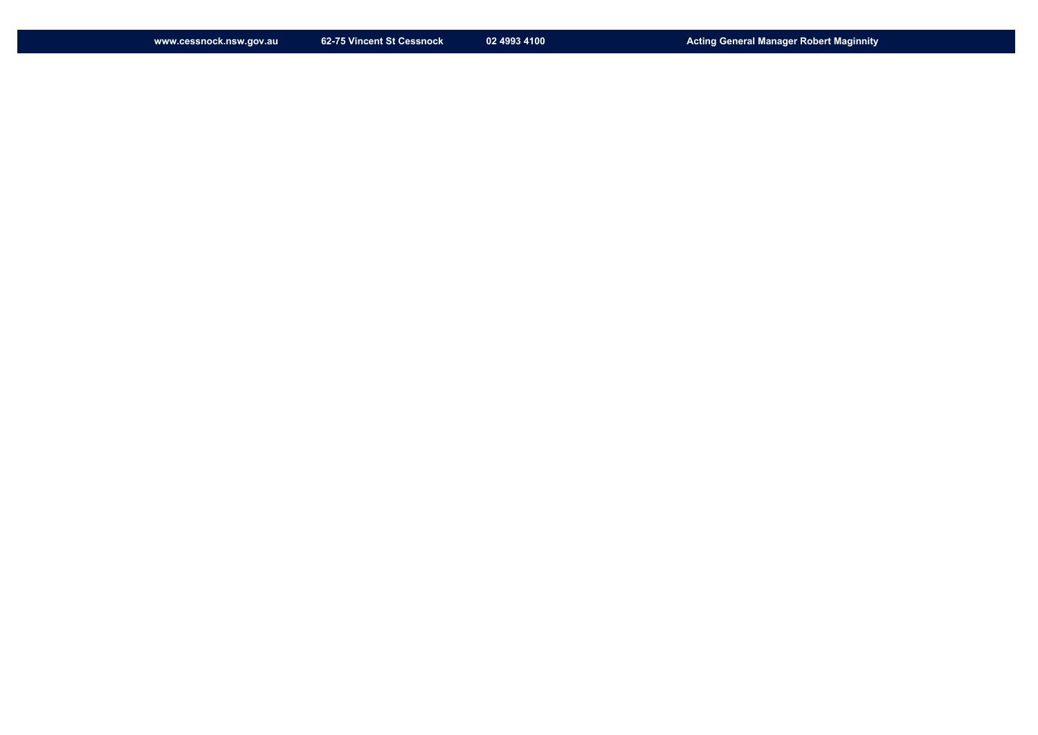**www.cessnock.nsw.gov.au** **62-75 Vincent St Cessnock** **02 4993 4100** **Acting General Manager Robert Maginnity**